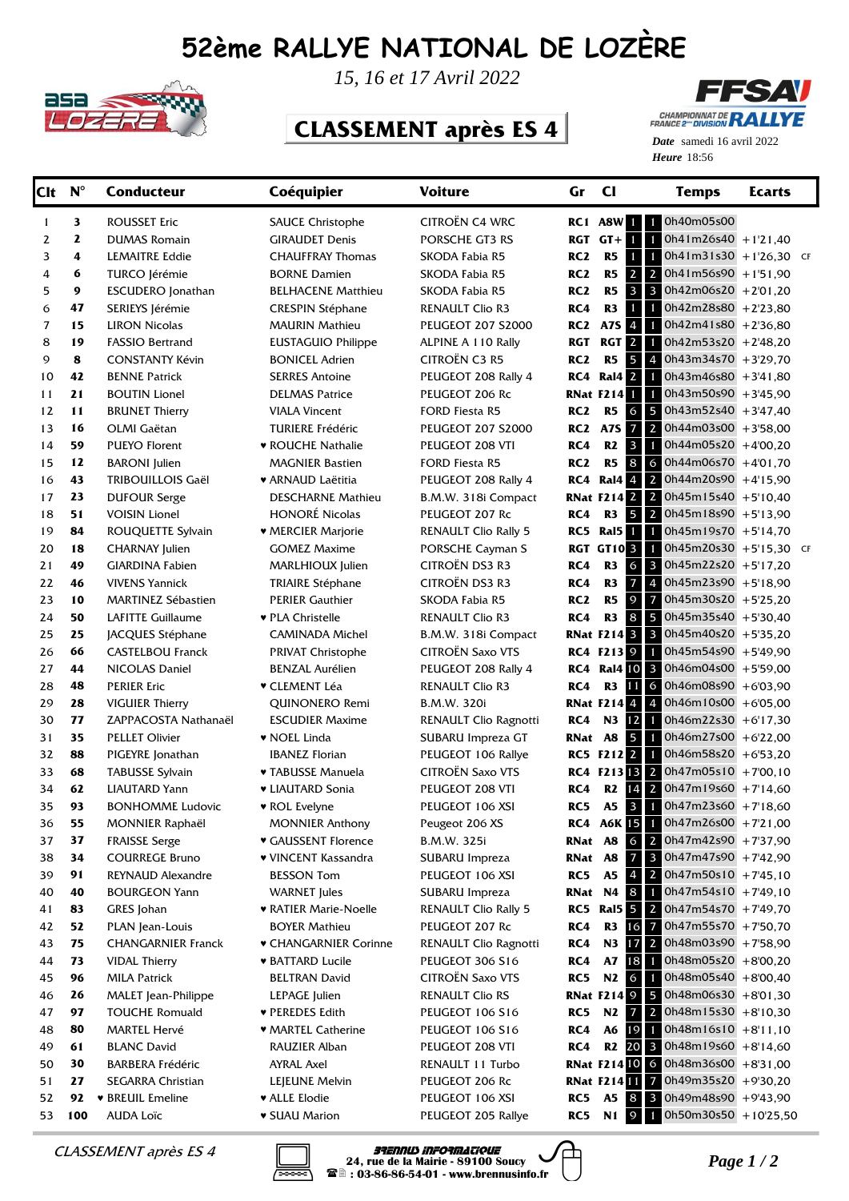# 52ème RALLYE NATIONAL DE LOZÈRE

*15, 16 et 17 Avril 2022*

## CLASSEMENT après ES 4

**Date** samedi 16 avril 2022
**Heure** 18:56

| Clt | N° | Conducteur | Coéquipier | Voiture | Gr | Cl | | | Temps | Ecarts | |
|---|---|---|---|---|---|---|---|---|---|---|---|
| 1 | 3 | ROUSSET Eric | SAUCE Christophe | CITROËN C4 WRC | RC1 | A8W | 1 | 1 | 0h40m05s00 | | |
| 2 | 2 | DUMAS Romain | GIRAUDET Denis | PORSCHE GT3 RS | RGT | GT+ | 1 | 1 | 0h41m26s40 | +1'21,40 | |
| 3 | 4 | LEMAITRE Eddie | CHAUFFRAY Thomas | SKODA Fabia R5 | RC2 | R5 | 1 | 1 | 0h41m31s30 | +1'26,30 | CF |
| 4 | 6 | TURCO Jérémie | BORNE Damien | SKODA Fabia R5 | RC2 | R5 | 2 | 2 | 0h41m56s90 | +1'51,90 | |
| 5 | 9 | ESCUDERO Jonathan | BELHACENE Matthieu | SKODA Fabia R5 | RC2 | R5 | 3 | 3 | 0h42m06s20 | +2'01,20 | |
| 6 | 47 | SERIEYS Jérémie | CRESPIN Stéphane | RENAULT Clio R3 | RC4 | R3 | 1 | 1 | 0h42m28s80 | +2'23,80 | |
| 7 | 15 | LIRON Nicolas | MAURIN Mathieu | PEUGEOT 207 S2000 | RC2 | A7S | 4 | 1 | 0h42m41s80 | +2'36,80 | |
| 8 | 19 | FASSIO Bertrand | EUSTAGUIO Philippe | ALPINE A 110 Rally | RGT | RGT | 2 | 1 | 0h42m53s20 | +2'48,20 | |
| 9 | 8 | CONSTANTY Kévin | BONICEL Adrien | CITROËN C3 R5 | RC2 | R5 | 5 | 4 | 0h43m34s70 | +3'29,70 | |
| 10 | 42 | BENNE Patrick | SERRES Antoine | PEUGEOT 208 Rally 4 | RC4 | Ral4 | 2 | 1 | 0h43m46s80 | +3'41,80 | |
| 11 | 21 | BOUTIN Lionel | DELMAS Patrice | PEUGEOT 206 Rc | RNat | F214 | 1 | 1 | 0h43m50s90 | +3'45,90 | |
| 12 | 11 | BRUNET Thierry | VIALA Vincent | FORD Fiesta R5 | RC2 | R5 | 6 | 5 | 0h43m52s40 | +3'47,40 | |
| 13 | 16 | OLMI Gaëtan | TURIERE Frédéric | PEUGEOT 207 S2000 | RC2 | A7S | 7 | 2 | 0h44m03s00 | +3'58,00 | |
| 14 | 59 | PUEYO Florent | ♥ ROUCHE Nathalie | PEUGEOT 208 VTI | RC4 | R2 | 3 | 1 | 0h44m05s20 | +4'00,20 | |
| 15 | 12 | BARONI Julien | MAGNIER Bastien | FORD Fiesta R5 | RC2 | R5 | 8 | 6 | 0h44m06s70 | +4'01,70 | |
| 16 | 43 | TRIBOUILLOIS Gaël | ♥ ARNAUD Laëtitia | PEUGEOT 208 Rally 4 | RC4 | Ral4 | 4 | 2 | 0h44m20s90 | +4'15,90 | |
| 17 | 23 | DUFOUR Serge | DESCHARNE Mathieu | B.M.W. 318i Compact | RNat | F214 | 2 | 2 | 0h45m15s40 | +5'10,40 | |
| 18 | 51 | VOISIN Lionel | HONORÉ Nicolas | PEUGEOT 207 Rc | RC4 | R3 | 5 | 2 | 0h45m18s90 | +5'13,90 | |
| 19 | 84 | ROUQUETTE Sylvain | ♥ MERCIER Marjorie | RENAULT Clio Rally 5 | RC5 | Ral5 | 1 | 1 | 0h45m19s70 | +5'14,70 | |
| 20 | 18 | CHARNAY Julien | GOMEZ Maxime | PORSCHE Cayman S | RGT | GT10 | 3 | 1 | 0h45m20s30 | +5'15,30 | CF |
| 21 | 49 | GIARDINA Fabien | MARLHIOUX Julien | CITROËN DS3 R3 | RC4 | R3 | 6 | 3 | 0h45m22s20 | +5'17,20 | |
| 22 | 46 | VIVENS Yannick | TRAIRIE Stéphane | CITROËN DS3 R3 | RC4 | R3 | 7 | 4 | 0h45m23s90 | +5'18,90 | |
| 23 | 10 | MARTINEZ Sébastien | PERIER Gauthier | SKODA Fabia R5 | RC2 | R5 | 9 | 7 | 0h45m30s20 | +5'25,20 | |
| 24 | 50 | LAFITTE Guillaume | ♥ PLA Christelle | RENAULT Clio R3 | RC4 | R3 | 8 | 5 | 0h45m35s40 | +5'30,40 | |
| 25 | 25 | JACQUES Stéphane | CAMINADA Michel | B.M.W. 318i Compact | RNat | F214 | 3 | 3 | 0h45m40s20 | +5'35,20 | |
| 26 | 66 | CASTELBOU Franck | PRIVAT Christophe | CITROËN Saxo VTS | RC4 | F213 | 9 | 1 | 0h45m54s90 | +5'49,90 | |
| 27 | 44 | NICOLAS Daniel | BENZAL Aurélien | PEUGEOT 208 Rally 4 | RC4 | Ral4 | 10 | 3 | 0h46m04s00 | +5'59,00 | |
| 28 | 48 | PERIER Eric | ♥ CLEMENT Léa | RENAULT Clio R3 | RC4 | R3 | 11 | 6 | 0h46m08s90 | +6'03,90 | |
| 29 | 28 | VIGUIER Thierry | QUINONERO Remi | B.M.W. 320i | RNat | F214 | 4 | 4 | 0h46m10s00 | +6'05,00 | |
| 30 | 77 | ZAPPACOSTA Nathanaël | ESCUDIER Maxime | RENAULT Clio Ragnotti | RC4 | N3 | 12 | 1 | 0h46m22s30 | +6'17,30 | |
| 31 | 35 | PELLET Olivier | ♥ NOEL Linda | SUBARU Impreza GT | RNat | A8 | 5 | 1 | 0h46m27s00 | +6'22,00 | |
| 32 | 88 | PIGEYRE Jonathan | IBANEZ Florian | PEUGEOT 106 Rallye | RC5 | F212 | 2 | 1 | 0h46m58s20 | +6'53,20 | |
| 33 | 68 | TABUSSE Sylvain | ♥ TABUSSE Manuela | CITROËN Saxo VTS | RC4 | F213 | 13 | 2 | 0h47m05s10 | +7'00,10 | |
| 34 | 62 | LIAUTARD Yann | ♥ LIAUTARD Sonia | PEUGEOT 208 VTI | RC4 | R2 | 14 | 2 | 0h47m19s60 | +7'14,60 | |
| 35 | 93 | BONHOMME Ludovic | ♥ ROL Evelyne | PEUGEOT 106 XSI | RC5 | A5 | 3 | 1 | 0h47m23s60 | +7'18,60 | |
| 36 | 55 | MONNIER Raphaël | MONNIER Anthony | Peugeot 206 XS | RC4 | A6K | 15 | 1 | 0h47m26s00 | +7'21,00 | |
| 37 | 37 | FRAISSE Serge | ♥ GAUSSENT Florence | B.M.W. 325i | RNat | A8 | 6 | 2 | 0h47m42s90 | +7'37,90 | |
| 38 | 34 | COURREGE Bruno | ♥ VINCENT Kassandra | SUBARU Impreza | RNat | A8 | 7 | 3 | 0h47m47s90 | +7'42,90 | |
| 39 | 91 | REYNAUD Alexandre | BESSON Tom | PEUGEOT 106 XSI | RC5 | A5 | 4 | 2 | 0h47m50s10 | +7'45,10 | |
| 40 | 40 | BOURGEON Yann | WARNET Jules | SUBARU Impreza | RNat | N4 | 8 | 1 | 0h47m54s10 | +7'49,10 | |
| 41 | 83 | GRES Johan | ♥ RATIER Marie-Noelle | RENAULT Clio Rally 5 | RC5 | Ral5 | 5 | 2 | 0h47m54s70 | +7'49,70 | |
| 42 | 52 | PLAN Jean-Louis | BOYER Mathieu | PEUGEOT 207 Rc | RC4 | R3 | 16 | 7 | 0h47m55s70 | +7'50,70 | |
| 43 | 75 | CHANGARNIER Franck | ♥ CHANGARNIER Corinne | RENAULT Clio Ragnotti | RC4 | N3 | 17 | 2 | 0h48m03s90 | +7'58,90 | |
| 44 | 73 | VIDAL Thierry | ♥ BATTARD Lucile | PEUGEOT 306 S16 | RC4 | A7 | 18 | 1 | 0h48m05s20 | +8'00,20 | |
| 45 | 96 | MILA Patrick | BELTRAN David | CITROËN Saxo VTS | RC5 | N2 | 6 | 1 | 0h48m05s40 | +8'00,40 | |
| 46 | 26 | MALET Jean-Philippe | LEPAGE Julien | RENAULT Clio RS | RNat | F214 | 9 | 5 | 0h48m06s30 | +8'01,30 | |
| 47 | 97 | TOUCHE Romuald | ♥ PEREDES Edith | PEUGEOT 106 S16 | RC5 | N2 | 7 | 2 | 0h48m15s30 | +8'10,30 | |
| 48 | 80 | MARTEL Hervé | ♥ MARTEL Catherine | PEUGEOT 106 S16 | RC4 | A6 | 19 | 1 | 0h48m16s10 | +8'11,10 | |
| 49 | 61 | BLANC David | RAUZIER Alban | PEUGEOT 208 VTI | RC4 | R2 | 20 | 3 | 0h48m19s60 | +8'14,60 | |
| 50 | 30 | BARBERA Frédéric | AYRAL Axel | RENAULT 11 Turbo | RNat | F214 | 10 | 6 | 0h48m36s00 | +8'31,00 | |
| 51 | 27 | SEGARRA Christian | LEJEUNE Melvin | PEUGEOT 206 Rc | RNat | F214 | 11 | 7 | 0h49m35s20 | +9'30,20 | |
| 52 | 92 | ♥ BREUIL Emeline | ♥ ALLE Elodie | PEUGEOT 106 XSI | RC5 | A5 | 8 | 3 | 0h49m48s90 | +9'43,90 | |
| 53 | 100 | AUDA Loïc | ♥ SUAU Marion | PEUGEOT 205 Rallye | RC5 | N1 | 9 | 1 | 0h50m30s50 | +10'25,50 | |

*CLASSEMENT après ES 4*

BRENNUS INFORMATIQUE
24, rue de la Mairie - 89100 Soucy
: 03-86-86-54-01 - www.brennusinfo.fr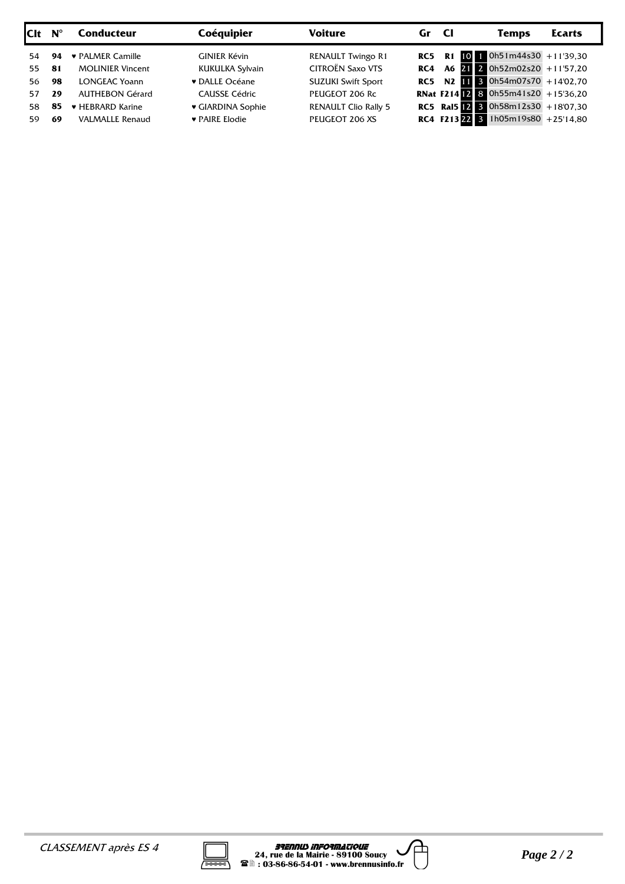| Clt | N° | Conducteur | Coéquipier | Voiture | Gr | Cl | | | Temps | Ecarts |
|---|---|---|---|---|---|---|---|---|---|---|
| 54 | **94** | ♥ PALMER Camille | GINIER Kévin | RENAULT Twingo R1 | **RC5** | **R1** | 10 | 1 | 0h51m44s30 | +11'39,30 |
| 55 | **81** | MOLINIER Vincent | KUKULKA Sylvain | CITROËN Saxo VTS | **RC4** | **A6** | 21 | 2 | 0h52m02s20 | +11'57,20 |
| 56 | **98** | LONGEAC Yoann | ♥ DALLE Océane | SUZUKI Swift Sport | **RC5** | **N2** | 11 | 3 | 0h54m07s70 | +14'02,70 |
| 57 | **29** | AUTHEBON Gérard | CAUSSE Cédric | PEUGEOT 206 Rc | **RNat** | **F214** | 12 | 8 | 0h55m41s20 | +15'36,20 |
| 58 | **85** | ♥ HEBRARD Karine | ♥ GIARDINA Sophie | RENAULT Clio Rally 5 | **RC5** | **Ral5** | 12 | 3 | 0h58m12s30 | +18'07,30 |
| 59 | **69** | VALMALLE Renaud | ♥ PAIRE Elodie | PEUGEOT 206 XS | **RC4** | **F213** | 22 | 3 | 1h05m19s80 | +25'14,80 |

*CLASSEMENT après ES 4*

**BRENNUS INFORMATIQUE**
**24, rue de la Mairie - 89100 Soucy**
**: 03-86-86-54-01 - www.brennusinfo.fr**